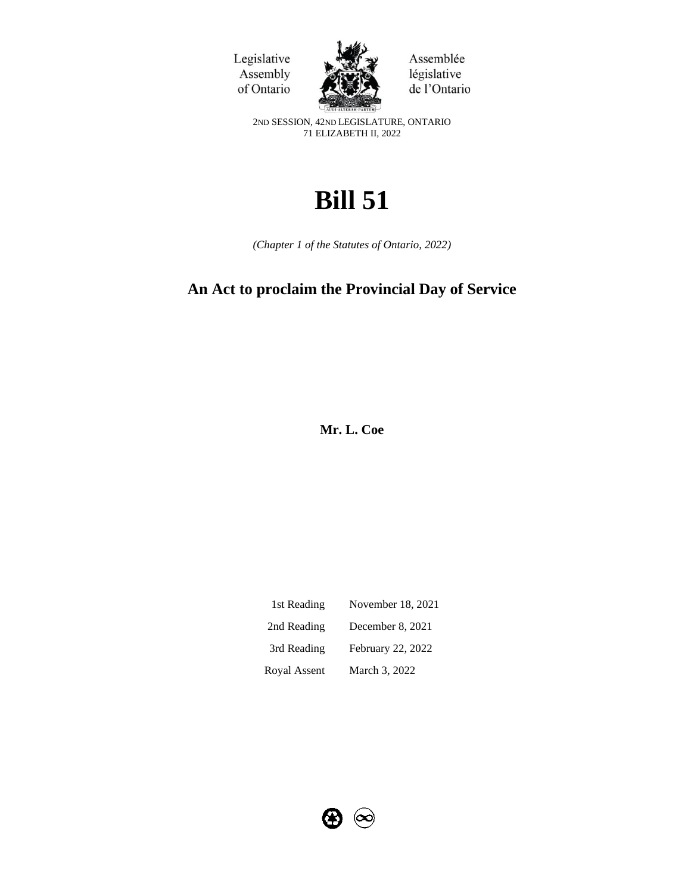Legislative Assembly of Ontario

Assemblée législative de l'Ontario

2ND SESSION, 42ND LEGISLATURE, ONTARIO
71 ELIZABETH II, 2022

# Bill 51

*(Chapter 1 of the Statutes of Ontario, 2022)*

## An Act to proclaim the Provincial Day of Service

**Mr. L. Coe**

| | |
|---|---|
| 1st Reading | November 18, 2021 |
| 2nd Reading | December 8, 2021 |
| 3rd Reading | February 22, 2022 |
| Royal Assent | March 3, 2022 |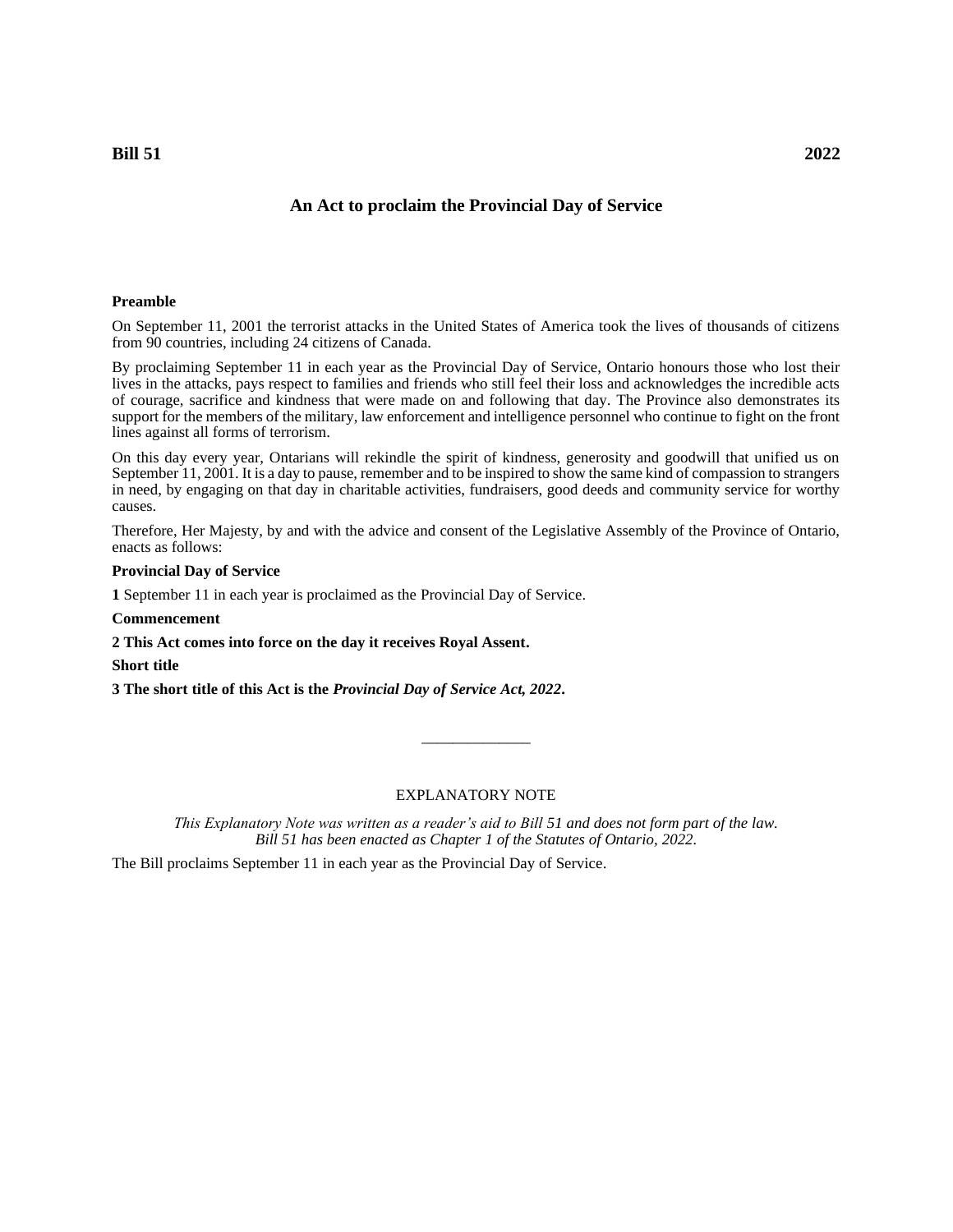**Bill 51** **2022**

# An Act to proclaim the Provincial Day of Service

**Preamble**

On September 11, 2001 the terrorist attacks in the United States of America took the lives of thousands of citizens from 90 countries, including 24 citizens of Canada.

By proclaiming September 11 in each year as the Provincial Day of Service, Ontario honours those who lost their lives in the attacks, pays respect to families and friends who still feel their loss and acknowledges the incredible acts of courage, sacrifice and kindness that were made on and following that day. The Province also demonstrates its support for the members of the military, law enforcement and intelligence personnel who continue to fight on the front lines against all forms of terrorism.

On this day every year, Ontarians will rekindle the spirit of kindness, generosity and goodwill that unified us on September 11, 2001. It is a day to pause, remember and to be inspired to show the same kind of compassion to strangers in need, by engaging on that day in charitable activities, fundraisers, good deeds and community service for worthy causes.

Therefore, Her Majesty, by and with the advice and consent of the Legislative Assembly of the Province of Ontario, enacts as follows:

**Provincial Day of Service**

**1** September 11 in each year is proclaimed as the Provincial Day of Service.

**Commencement**

**2 This Act comes into force on the day it receives Royal Assent.**

**Short title**

**3 The short title of this Act is the *Provincial Day of Service Act, 2022*.**

---

EXPLANATORY NOTE

*This Explanatory Note was written as a reader's aid to Bill 51 and does not form part of the law.*
*Bill 51 has been enacted as Chapter 1 of the Statutes of Ontario, 2022.*

The Bill proclaims September 11 in each year as the Provincial Day of Service.